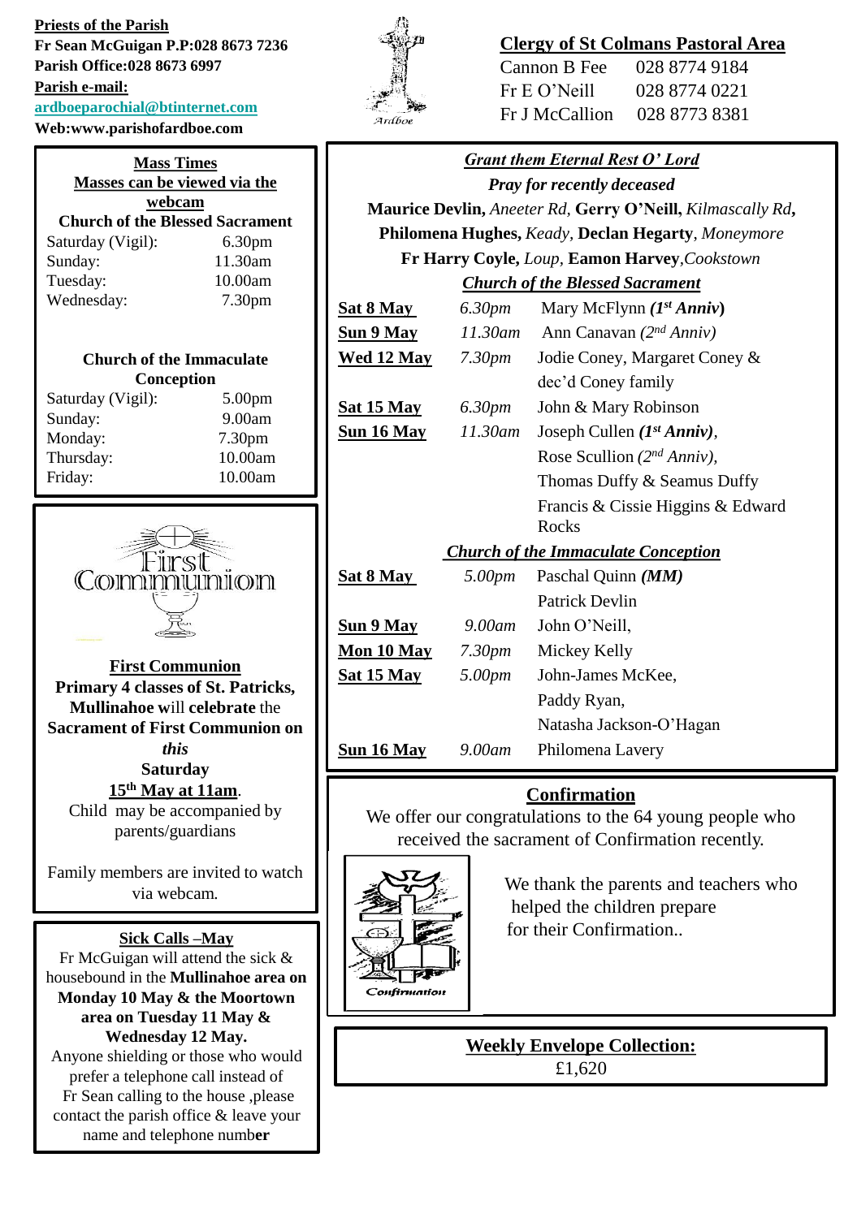**Priests of the Parish**

**Fr Sean McGuigan P.P:028 8673 7236**

**Parish Office:028 8673 6997**

**Parish e-mail:**

**ardboeparochial@btinternet.com**

**Web:www.parishofardboe.com**

## Clergy of St Colmans Pastoral Area

| | |
|---|---|
| Cannon B Fee | 028 8774 9184 |
| Fr E O'Neill | 028 8774 0221 |
| Fr J McCallion | 028 8773 8381 |

## Mass Times

**Masses can be viewed via the webcam**

**Church of the Blessed Sacrament**

| | |
|---|---|
| Saturday (Vigil): | 6.30pm |
| Sunday: | 11.30am |
| Tuesday: | 10.00am |
| Wednesday: | 7.30pm |

**Church of the Immaculate Conception**

| | |
|---|---|
| Saturday (Vigil): | 5.00pm |
| Sunday: | 9.00am |
| Monday: | 7.30pm |
| Thursday: | 10.00am |
| Friday: | 10.00am |

## First Communion

**Primary 4 classes of St. Patricks, Mullinahoe will celebrate the Sacrament of First Communion on** ***this*** **Saturday 15th May at 11am**.

Child may be accompanied by parents/guardians

Family members are invited to watch via webcam.

## Sick Calls –May

Fr McGuigan will attend the sick & housebound in the **Mullinahoe area on Monday 10 May & the Moortown area on Tuesday 11 May & Wednesday 12 May.**

Anyone shielding or those who would prefer a telephone call instead of Fr Sean calling to the house ,please contact the parish office & leave your name and telephone number

## *Grant them Eternal Rest O' Lord*

***Pray for recently deceased***

**Maurice Devlin,** *Aneeter Rd,* **Gerry O'Neill,** *Kilmascally Rd***,** **Philomena Hughes,** *Keady,* **Declan Hegarty**, *Moneymore* **Fr Harry Coyle,** *Loup,* **Eamon Harvey**,*Cookstown*

***Church of the Blessed Sacrament***

| | | |
|---|---|---|
| **Sat 8 May** | *6.30pm* | Mary McFlynn ***(1st Anniv)*** |
| **Sun 9 May** | *11.30am* | Ann Canavan *(2nd Anniv)* |
| **Wed 12 May** | *7.30pm* | Jodie Coney, Margaret Coney & dec'd Coney family |
| **Sat 15 May** | *6.30pm* | John & Mary Robinson |
| **Sun 16 May** | *11.30am* | Joseph Cullen ***(1st Anniv)***, Rose Scullion *(2nd Anniv)*, Thomas Duffy & Seamus Duffy, Francis & Cissie Higgins & Edward Rocks |

***Church of the Immaculate Conception***

| | | |
|---|---|---|
| **Sat 8 May** | *5.00pm* | Paschal Quinn ***(MM)***, Patrick Devlin |
| **Sun 9 May** | *9.00am* | John O'Neill, |
| **Mon 10 May** | *7.30pm* | Mickey Kelly |
| **Sat 15 May** | *5.00pm* | John-James McKee, Paddy Ryan, Natasha Jackson-O'Hagan |
| **Sun 16 May** | *9.00am* | Philomena Lavery |

## Confirmation

We offer our congratulations to the 64 young people who received the sacrament of Confirmation recently.

We thank the parents and teachers who helped the children prepare for their Confirmation..

## Weekly Envelope Collection:

£1,620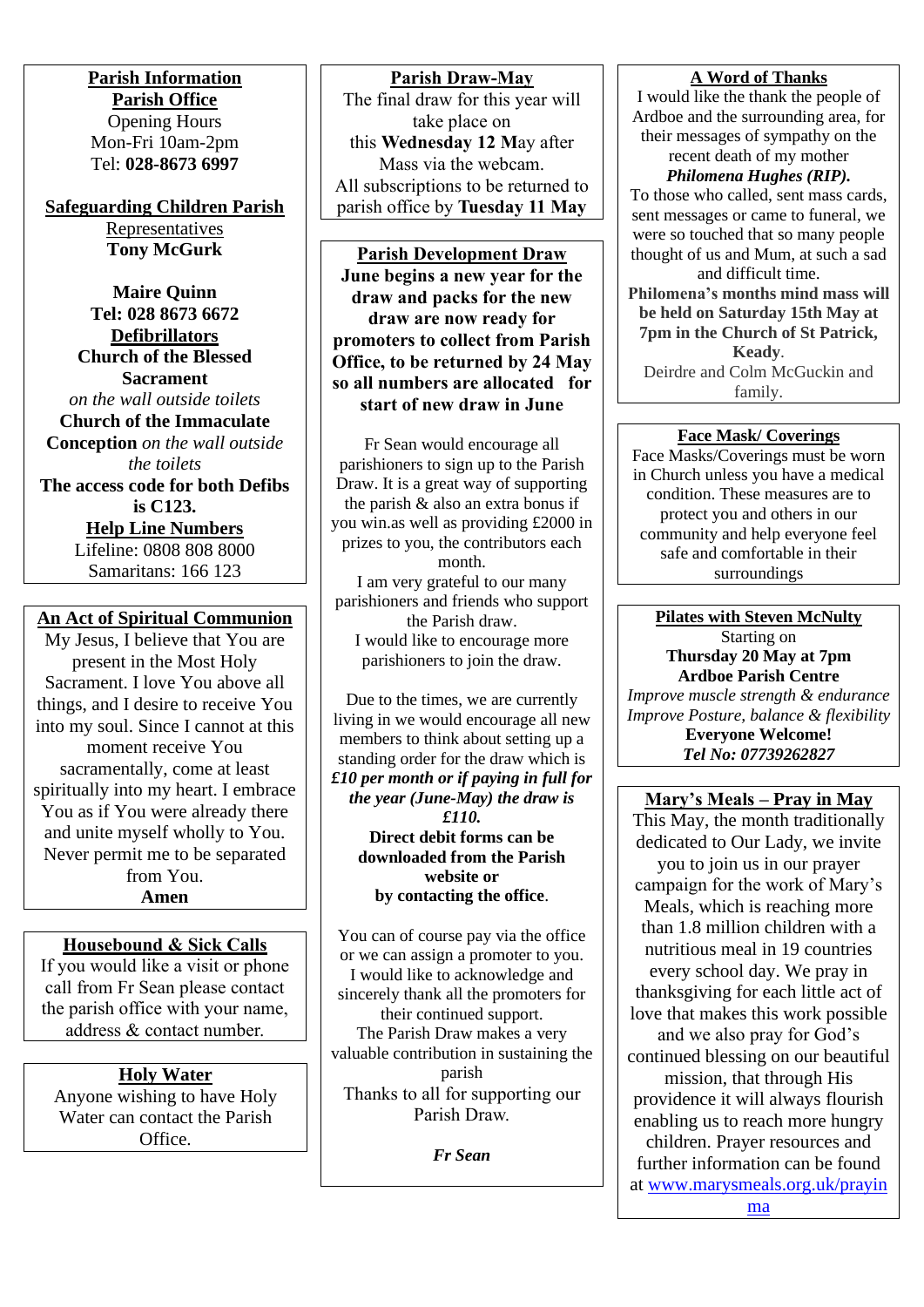## Parish Information

**Parish Office**

Opening Hours
Mon-Fri 10am-2pm
Tel: **028-8673 6997**

**Safeguarding Children Parish**
Representatives
**Tony McGurk**

**Maire Quinn**
**Tel: 028 8673 6672**

**Defibrillators**

**Church of the Blessed Sacrament** *on the wall outside toilets*
**Church of the Immaculate Conception** *on the wall outside the toilets*
**The access code for both Defibs is C123.**

**Help Line Numbers**

Lifeline: 0808 808 8000
Samaritans: 166 123

## An Act of Spiritual Communion

My Jesus, I believe that You are present in the Most Holy Sacrament. I love You above all things, and I desire to receive You into my soul. Since I cannot at this moment receive You sacramentally, come at least spiritually into my heart. I embrace You as if You were already there and unite myself wholly to You. Never permit me to be separated from You.
**Amen**

## Housebound & Sick Calls

If you would like a visit or phone call from Fr Sean please contact the parish office with your name, address & contact number.

## Holy Water

Anyone wishing to have Holy Water can contact the Parish Office.

## Parish Draw-May

The final draw for this year will take place on this **Wednesday 12 M**ay after Mass via the webcam.
All subscriptions to be returned to parish office by **Tuesday 11 May**

## Parish Development Draw

**June begins a new year for the draw and packs for the new draw are now ready for promoters to collect from Parish Office, to be returned by 24 May so all numbers are allocated for start of new draw in June**

Fr Sean would encourage all parishioners to sign up to the Parish Draw. It is a great way of supporting the parish & also an extra bonus if you win.as well as providing £2000 in prizes to you, the contributors each month.
I am very grateful to our many parishioners and friends who support the Parish draw.
I would like to encourage more parishioners to join the draw.

Due to the times, we are currently living in we would encourage all new members to think about setting up a standing order for the draw which is ***£10 per month or if paying in full for the year (June-May) the draw is £110.***
**Direct debit forms can be downloaded from the Parish website or by contacting the office**.

You can of course pay via the office or we can assign a promoter to you.
I would like to acknowledge and sincerely thank all the promoters for their continued support.
The Parish Draw makes a very valuable contribution in sustaining the parish
Thanks to all for supporting our Parish Draw.

***Fr Sean***

## A Word of Thanks

I would like the thank the people of Ardboe and the surrounding area, for their messages of sympathy on the recent death of my mother ***Philomena Hughes (RIP).***
To those who called, sent mass cards, sent messages or came to funeral, we were so touched that so many people thought of us and Mum, at such a sad and difficult time.
**Philomena's months mind mass will be held on Saturday 15th May at 7pm in the Church of St Patrick, Keady**.
Deirdre and Colm McGuckin and family.

## Face Mask/ Coverings

Face Masks/Coverings must be worn in Church unless you have a medical condition. These measures are to protect you and others in our community and help everyone feel safe and comfortable in their surroundings

## Pilates with Steven McNulty

Starting on
**Thursday 20 May at 7pm**
**Ardboe Parish Centre**
*Improve muscle strength & endurance*
*Improve Posture, balance & flexibility*
**Everyone Welcome!**
***Tel No: 07739262827***

## Mary's Meals – Pray in May

This May, the month traditionally dedicated to Our Lady, we invite you to join us in our prayer campaign for the work of Mary's Meals, which is reaching more than 1.8 million children with a nutritious meal in 19 countries every school day. We pray in thanksgiving for each little act of love that makes this work possible and we also pray for God's continued blessing on our beautiful mission, that through His providence it will always flourish enabling us to reach more hungry children. Prayer resources and further information can be found at www.marysmeals.org.uk/prayinma